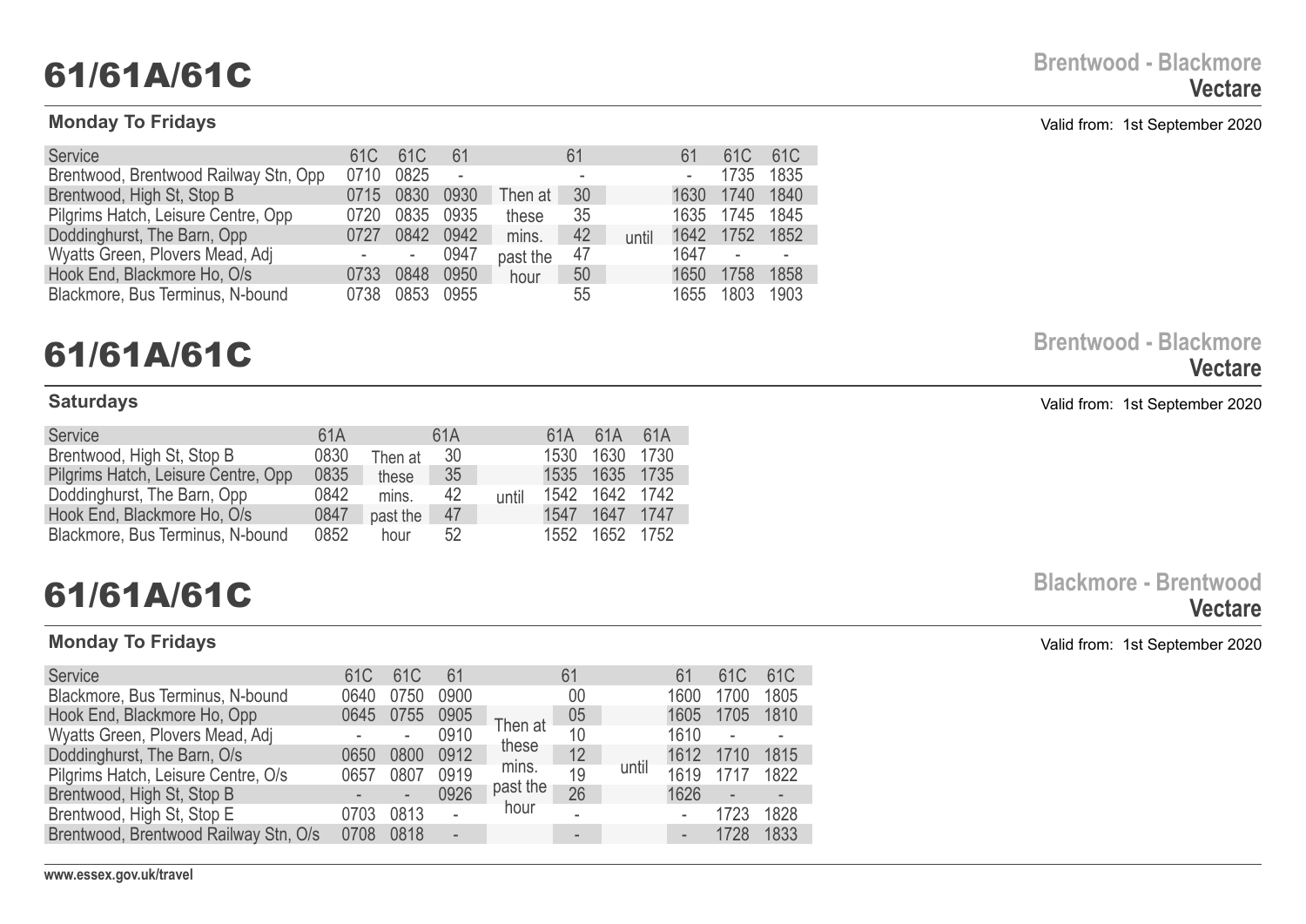# 61/61A/61C

**Brentwood - Blackmore**
**Vectare**

**Monday To Fridays**

Valid from: 1st September 2020

| Service | 61C | 61C | 61 | | 61 | | 61 | 61C | 61C |
|---|---|---|---|---|---|---|---|---|---|
| Brentwood, Brentwood Railway Stn, Opp | 0710 | 0825 | - | | - | | - | 1735 | 1835 |
| Brentwood, High St, Stop B | 0715 | 0830 | 0930 | Then at | 30 | | 1630 | 1740 | 1840 |
| Pilgrims Hatch, Leisure Centre, Opp | 0720 | 0835 | 0935 | these | 35 | | 1635 | 1745 | 1845 |
| Doddinghurst, The Barn, Opp | 0727 | 0842 | 0942 | mins. | 42 | until | 1642 | 1752 | 1852 |
| Wyatts Green, Plovers Mead, Adj | - | - | 0947 | past the | 47 | | 1647 | - | - |
| Hook End, Blackmore Ho, O/s | 0733 | 0848 | 0950 | hour | 50 | | 1650 | 1758 | 1858 |
| Blackmore, Bus Terminus, N-bound | 0738 | 0853 | 0955 | | 55 | | 1655 | 1803 | 1903 |

# 61/61A/61C

**Brentwood - Blackmore**
**Vectare**

**Saturdays**

Valid from: 1st September 2020

| Service | 61A | | 61A | | 61A | 61A | 61A |
|---|---|---|---|---|---|---|---|
| Brentwood, High St, Stop B | 0830 | Then at | 30 | | 1530 | 1630 | 1730 |
| Pilgrims Hatch, Leisure Centre, Opp | 0835 | these | 35 | | 1535 | 1635 | 1735 |
| Doddinghurst, The Barn, Opp | 0842 | mins. | 42 | until | 1542 | 1642 | 1742 |
| Hook End, Blackmore Ho, O/s | 0847 | past the | 47 | | 1547 | 1647 | 1747 |
| Blackmore, Bus Terminus, N-bound | 0852 | hour | 52 | | 1552 | 1652 | 1752 |

# 61/61A/61C

**Blackmore - Brentwood**
**Vectare**

**Monday To Fridays**

Valid from: 1st September 2020

| Service | 61C | 61C | 61 | | 61 | | 61 | 61C | 61C |
|---|---|---|---|---|---|---|---|---|---|
| Blackmore, Bus Terminus, N-bound | 0640 | 0750 | 0900 | | 00 | | 1600 | 1700 | 1805 |
| Hook End, Blackmore Ho, Opp | 0645 | 0755 | 0905 | Then at | 05 | | 1605 | 1705 | 1810 |
| Wyatts Green, Plovers Mead, Adj | - | - | 0910 | these | 10 | | 1610 | - | - |
| Doddinghurst, The Barn, O/s | 0650 | 0800 | 0912 | mins. | 12 | until | 1612 | 1710 | 1815 |
| Pilgrims Hatch, Leisure Centre, O/s | 0657 | 0807 | 0919 | past the | 19 | | 1619 | 1717 | 1822 |
| Brentwood, High St, Stop B | - | - | 0926 | hour | 26 | | 1626 | - | - |
| Brentwood, High St, Stop E | 0703 | 0813 | - | | - | | - | 1723 | 1828 |
| Brentwood, Brentwood Railway Stn, O/s | 0708 | 0818 | - | | - | | - | 1728 | 1833 |

www.essex.gov.uk/travel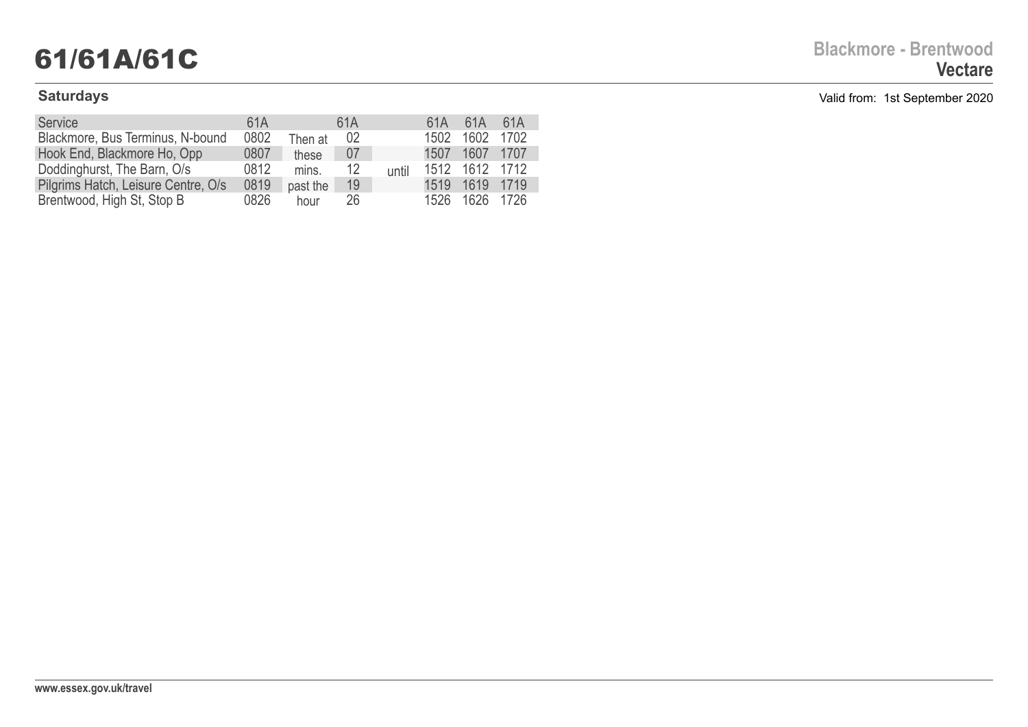# 61/61A/61C

**Blackmore - Brentwood**
**Vectare**

**Saturdays**

Valid from: 1st September 2020

| Service | 61A | | 61A | | 61A | 61A | 61A |
|---|---|---|---|---|---|---|---|
| Blackmore, Bus Terminus, N-bound | 0802 | Then at | 02 | | 1502 | 1602 | 1702 |
| Hook End, Blackmore Ho, Opp | 0807 | these | 07 | | 1507 | 1607 | 1707 |
| Doddinghurst, The Barn, O/s | 0812 | mins. | 12 | until | 1512 | 1612 | 1712 |
| Pilgrims Hatch, Leisure Centre, O/s | 0819 | past the | 19 | | 1519 | 1619 | 1719 |
| Brentwood, High St, Stop B | 0826 | hour | 26 | | 1526 | 1626 | 1726 |

www.essex.gov.uk/travel